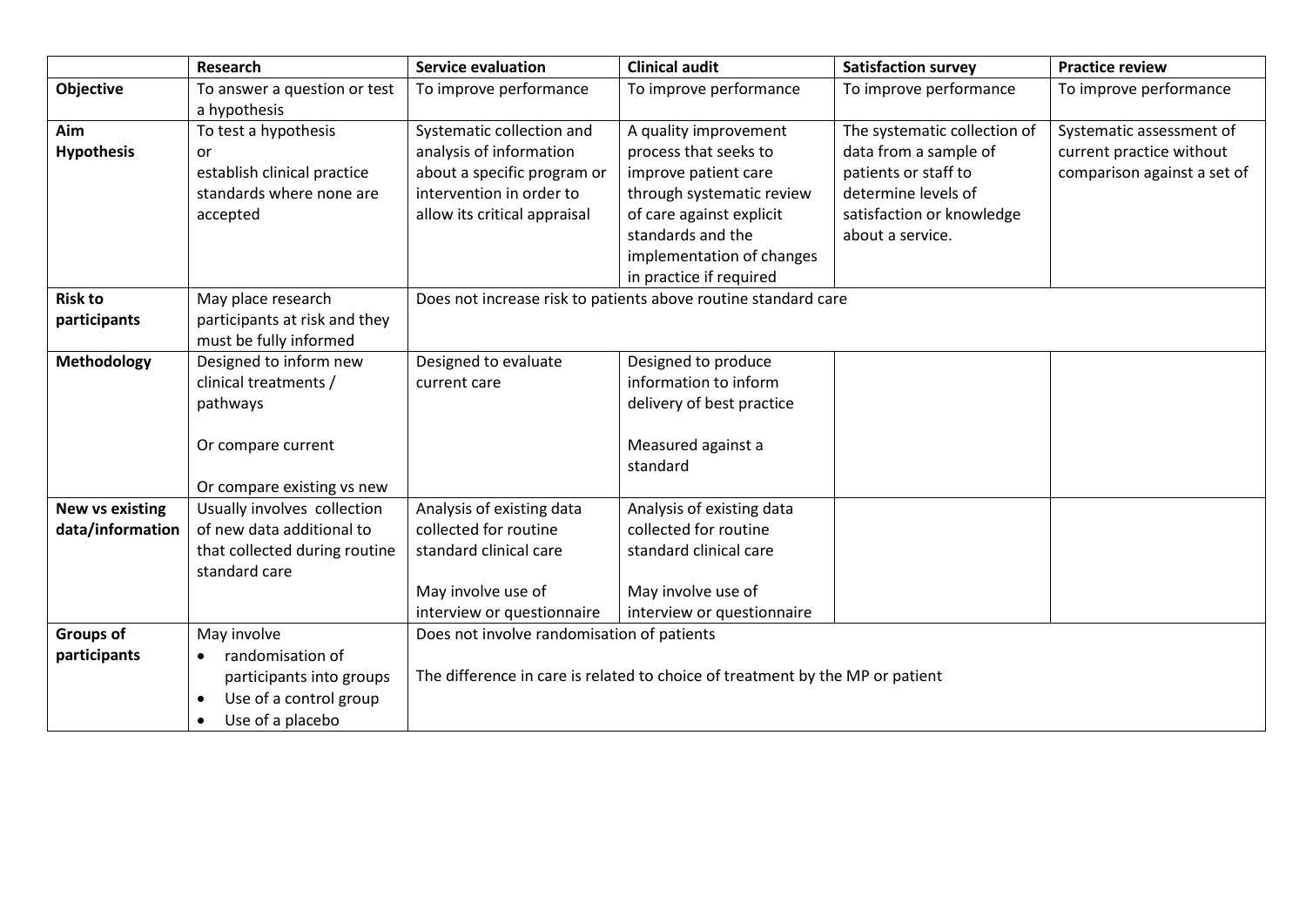| | Research | Service evaluation | Clinical audit | Satisfaction survey | Practice review |
|---|---|---|---|---|---|
| **Objective** | To answer a question or test a hypothesis | To improve performance | To improve performance | To improve performance | To improve performance |
| **Aim Hypothesis** | To test a hypothesis or establish clinical practice standards where none are accepted | Systematic collection and analysis of information about a specific program or intervention in order to allow its critical appraisal | A quality improvement process that seeks to improve patient care through systematic review of care against explicit standards and the implementation of changes in practice if required | The systematic collection of data from a sample of patients or staff to determine levels of satisfaction or knowledge about a service. | Systematic assessment of current practice without comparison against a set of |
| **Risk to participants** | May place research participants at risk and they must be fully informed | Does not increase risk to patients above routine standard care | | | |
| **Methodology** | Designed to inform new clinical treatments / pathways<br><br>Or compare current<br><br>Or compare existing vs new | Designed to evaluate current care | Designed to produce information to inform delivery of best practice<br><br>Measured against a standard | | |
| **New vs existing data/information** | Usually involves collection of new data additional to that collected during routine standard care | Analysis of existing data collected for routine standard clinical care<br><br>May involve use of interview or questionnaire | Analysis of existing data collected for routine standard clinical care<br><br>May involve use of interview or questionnaire | | |
| **Groups of participants** | May involve<br>• randomisation of participants into groups<br>• Use of a control group<br>• Use of a placebo | Does not involve randomisation of patients<br><br>The difference in care is related to choice of treatment by the MP or patient | | | |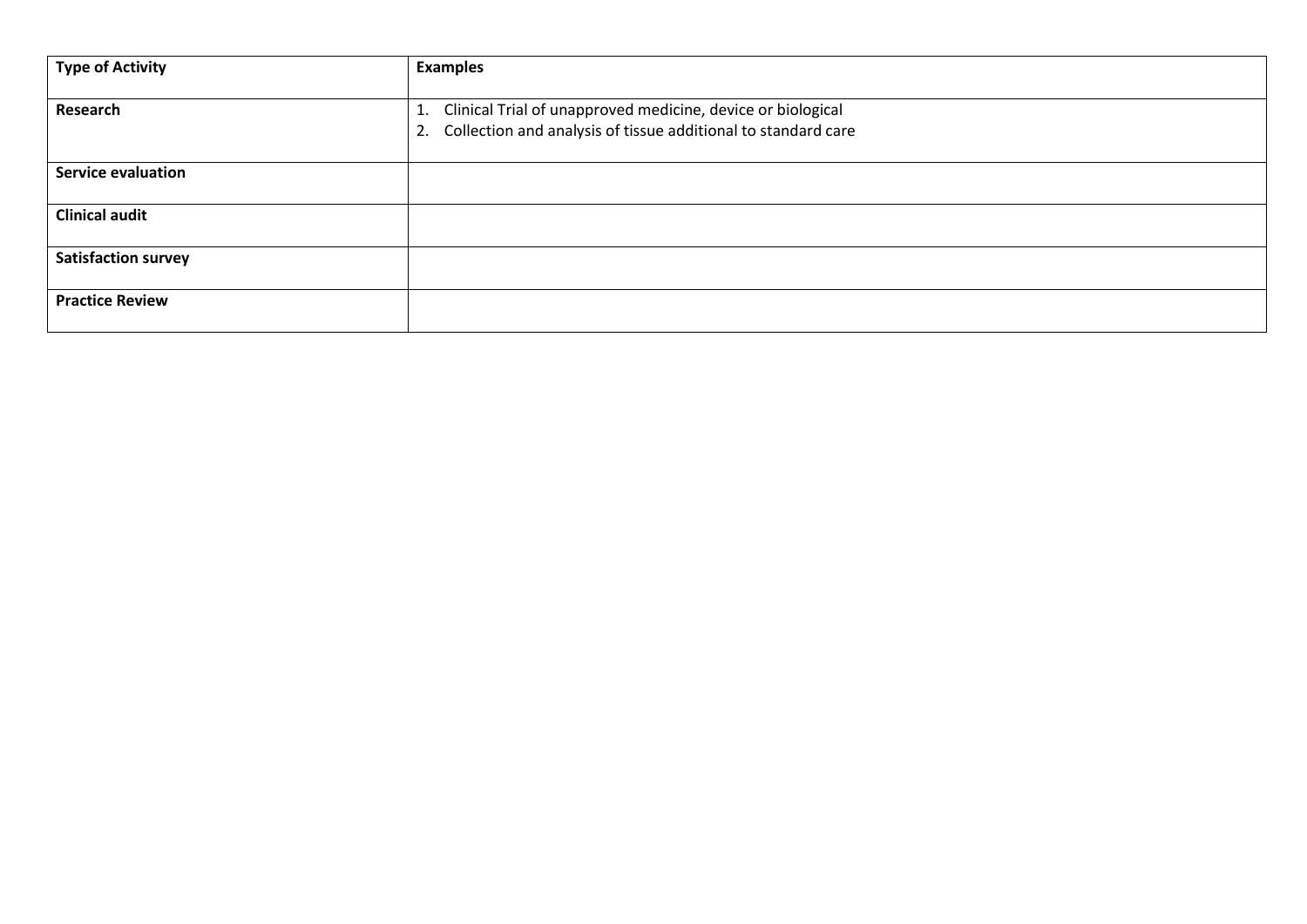| Type of Activity | Examples |
|---|---|
| **Research** | 1. Clinical Trial of unapproved medicine, device or biological<br>2. Collection and analysis of tissue additional to standard care |
| **Service evaluation** | |
| **Clinical audit** | |
| **Satisfaction survey** | |
| **Practice Review** | |